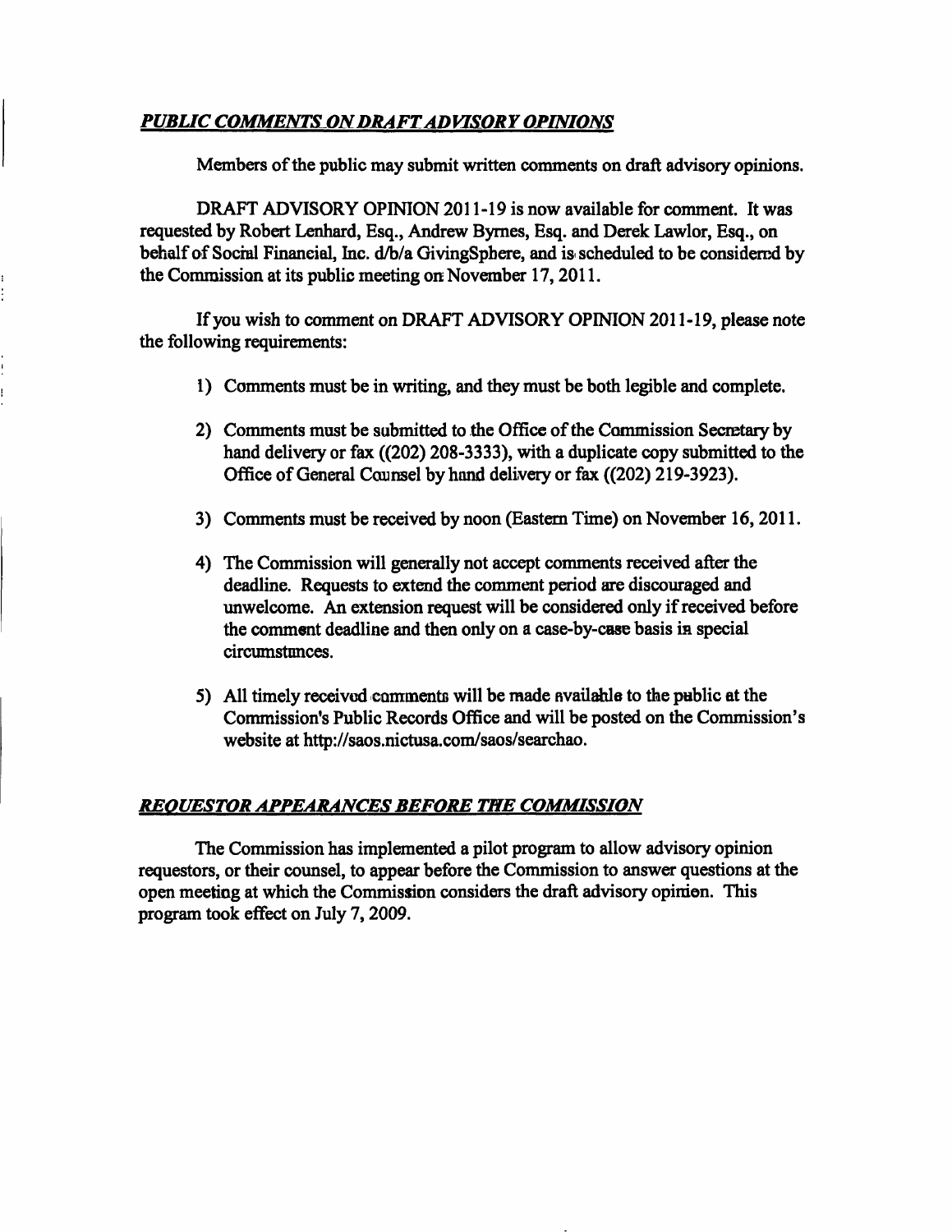***PUBLIC COMMENTS ON DRAFT ADVISORY OPINIONS***

Members of the public may submit written comments on draft advisory opinions.

DRAFT ADVISORY OPINION 2011-19 is now available for comment. It was requested by Robert Lenhard, Esq., Andrew Byrnes, Esq. and Derek Lawlor, Esq., on behalf of Social Financial, Inc. d/b/a GivingSphere, and is scheduled to be considered by the Commission at its public meeting on November 17, 2011.

If you wish to comment on DRAFT ADVISORY OPINION 2011-19, please note the following requirements:

1) Comments must be in writing, and they must be both legible and complete.

2) Comments must be submitted to the Office of the Commission Secretary by hand delivery or fax ((202) 208-3333), with a duplicate copy submitted to the Office of General Counsel by hand delivery or fax ((202) 219-3923).

3) Comments must be received by noon (Eastern Time) on November 16, 2011.

4) The Commission will generally not accept comments received after the deadline. Requests to extend the comment period are discouraged and unwelcome. An extension request will be considered only if received before the comment deadline and then only on a case-by-case basis in special circumstances.

5) All timely received comments will be made available to the public at the Commission's Public Records Office and will be posted on the Commission's website at http://saos.nictusa.com/saos/searchao.

***REQUESTOR APPEARANCES BEFORE THE COMMISSION***

The Commission has implemented a pilot program to allow advisory opinion requestors, or their counsel, to appear before the Commission to answer questions at the open meeting at which the Commission considers the draft advisory opinion. This program took effect on July 7, 2009.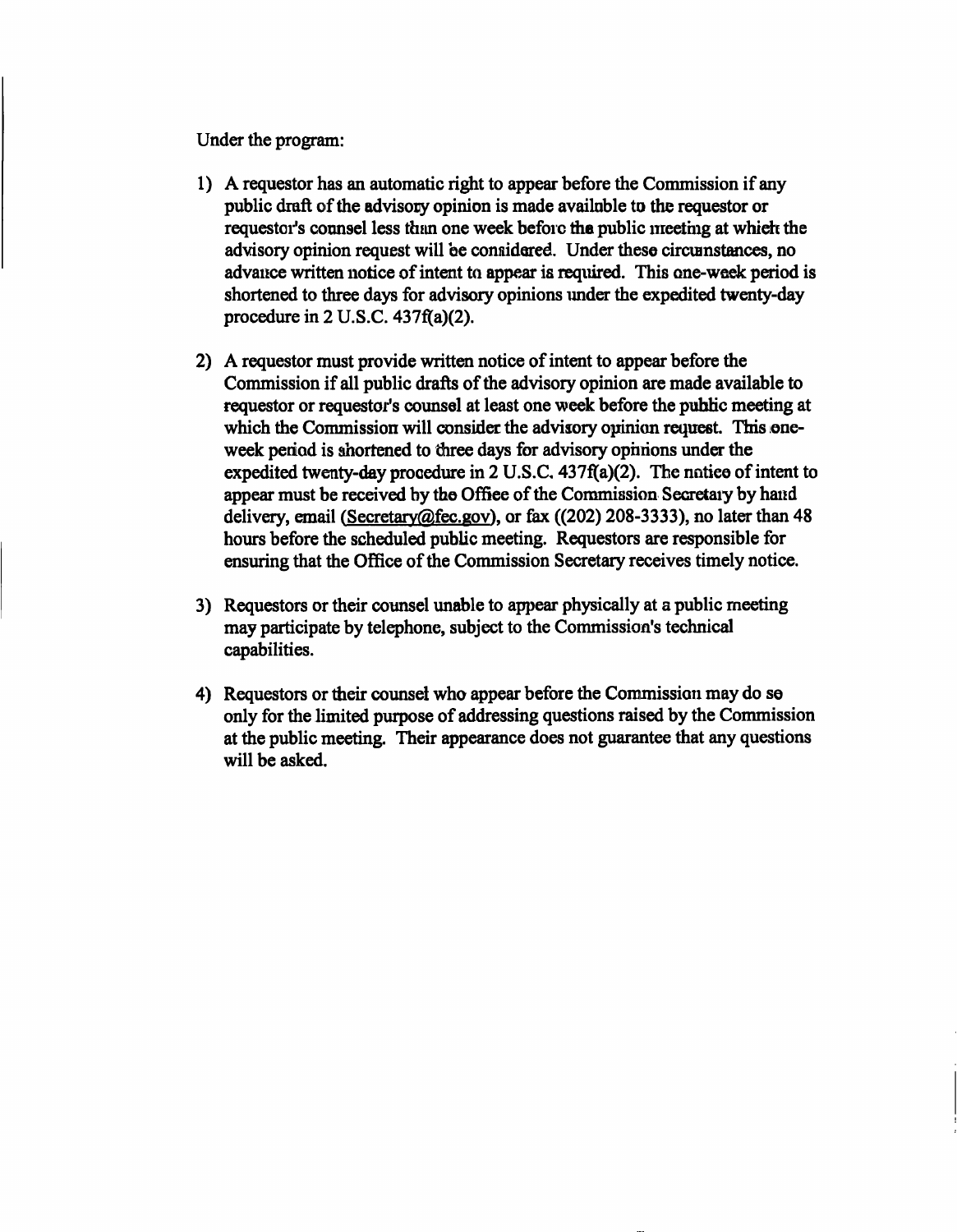Under the program:

1) A requestor has an automatic right to appear before the Commission if any public draft of the advisory opinion is made available to the requestor or requestor's counsel less than one week before the public meeting at which the advisory opinion request will be considered. Under these circumstances, no advance written notice of intent to appear is required. This one-week period is shortened to three days for advisory opinions under the expedited twenty-day procedure in 2 U.S.C. 437f(a)(2).

2) A requestor must provide written notice of intent to appear before the Commission if all public drafts of the advisory opinion are made available to requestor or requestor's counsel at least one week before the public meeting at which the Commission will consider the advisory opinion request. This one-week period is shortened to three days for advisory opinions under the expedited twenty-day procedure in 2 U.S.C. 437f(a)(2). The notice of intent to appear must be received by the Office of the Commission Secretary by hand delivery, email (Secretary@fec.gov), or fax ((202) 208-3333), no later than 48 hours before the scheduled public meeting. Requestors are responsible for ensuring that the Office of the Commission Secretary receives timely notice.

3) Requestors or their counsel unable to appear physically at a public meeting may participate by telephone, subject to the Commission's technical capabilities.

4) Requestors or their counsel who appear before the Commission may do so only for the limited purpose of addressing questions raised by the Commission at the public meeting. Their appearance does not guarantee that any questions will be asked.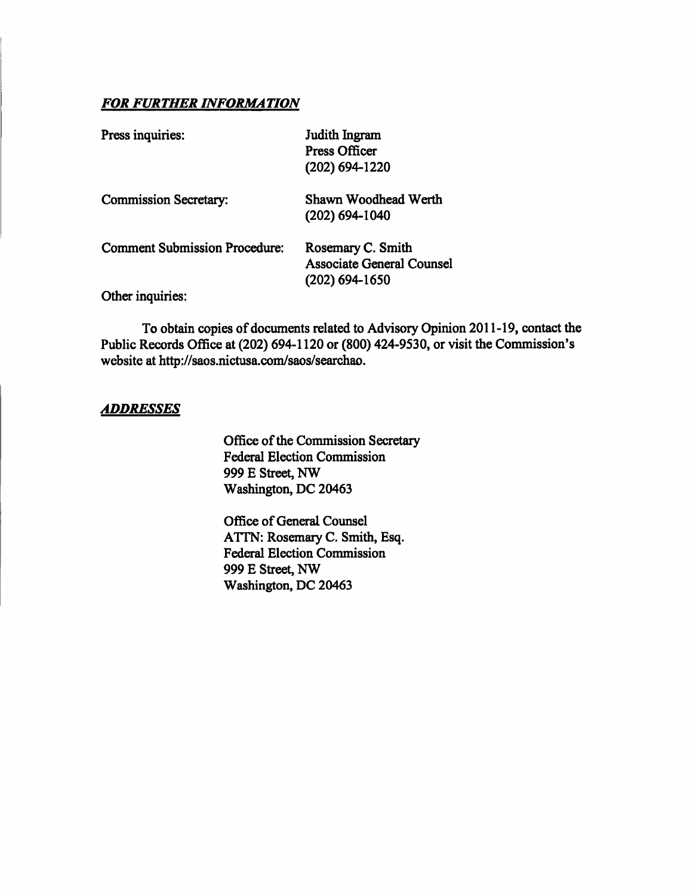***FOR FURTHER INFORMATION***

| | |
|---|---|
| Press inquiries: | Judith Ingram<br>Press Officer<br>(202) 694-1220 |
| Commission Secretary: | Shawn Woodhead Werth<br>(202) 694-1040 |
| Comment Submission Procedure: | Rosemary C. Smith<br>Associate General Counsel<br>(202) 694-1650 |

Other inquiries:

To obtain copies of documents related to Advisory Opinion 2011-19, contact the Public Records Office at (202) 694-1120 or (800) 424-9530, or visit the Commission's website at http://saos.nictusa.com/saos/searchao.

***ADDRESSES***

Office of the Commission Secretary
Federal Election Commission
999 E Street, NW
Washington, DC 20463

Office of General Counsel
ATTN: Rosemary C. Smith, Esq.
Federal Election Commission
999 E Street, NW
Washington, DC 20463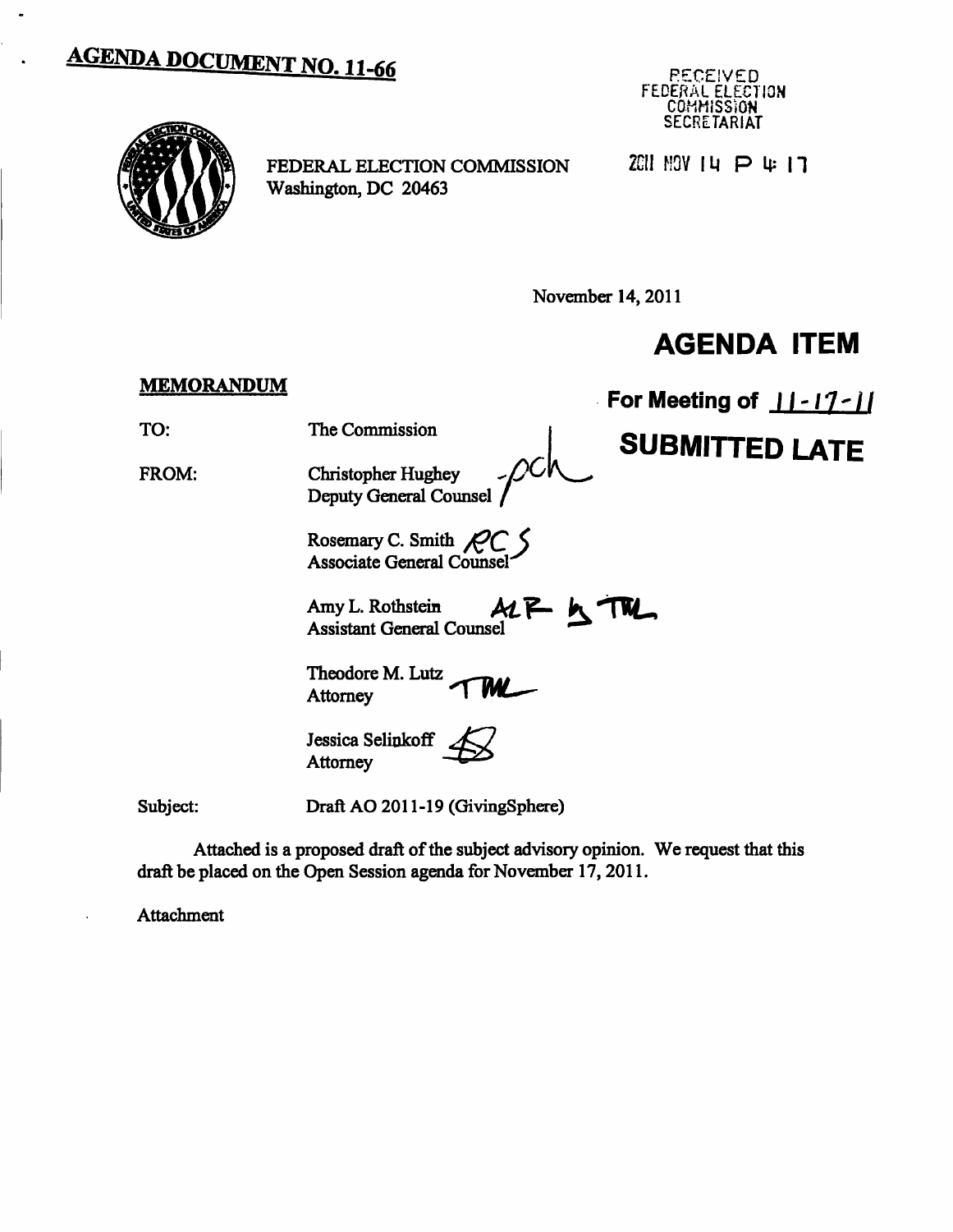**AGENDA DOCUMENT NO. 11-66**

RECEIVED
FEDERAL ELECTION COMMISSION
SECRETARIAT

FEDERAL ELECTION COMMISSION
Washington, DC 20463

2011 NOV 14 P 4: 17

November 14, 2011

# AGENDA ITEM

**For Meeting of 11-17-11**

**SUBMITTED LATE**

**MEMORANDUM**

TO: The Commission

FROM: Christopher Hughey
Deputy General Counsel

Rosemary C. Smith
Associate General Counsel

Amy L. Rothstein
Assistant General Counsel

Theodore M. Lutz
Attorney

Jessica Selinkoff
Attorney

Subject: Draft AO 2011-19 (GivingSphere)

Attached is a proposed draft of the subject advisory opinion. We request that this draft be placed on the Open Session agenda for November 17, 2011.

Attachment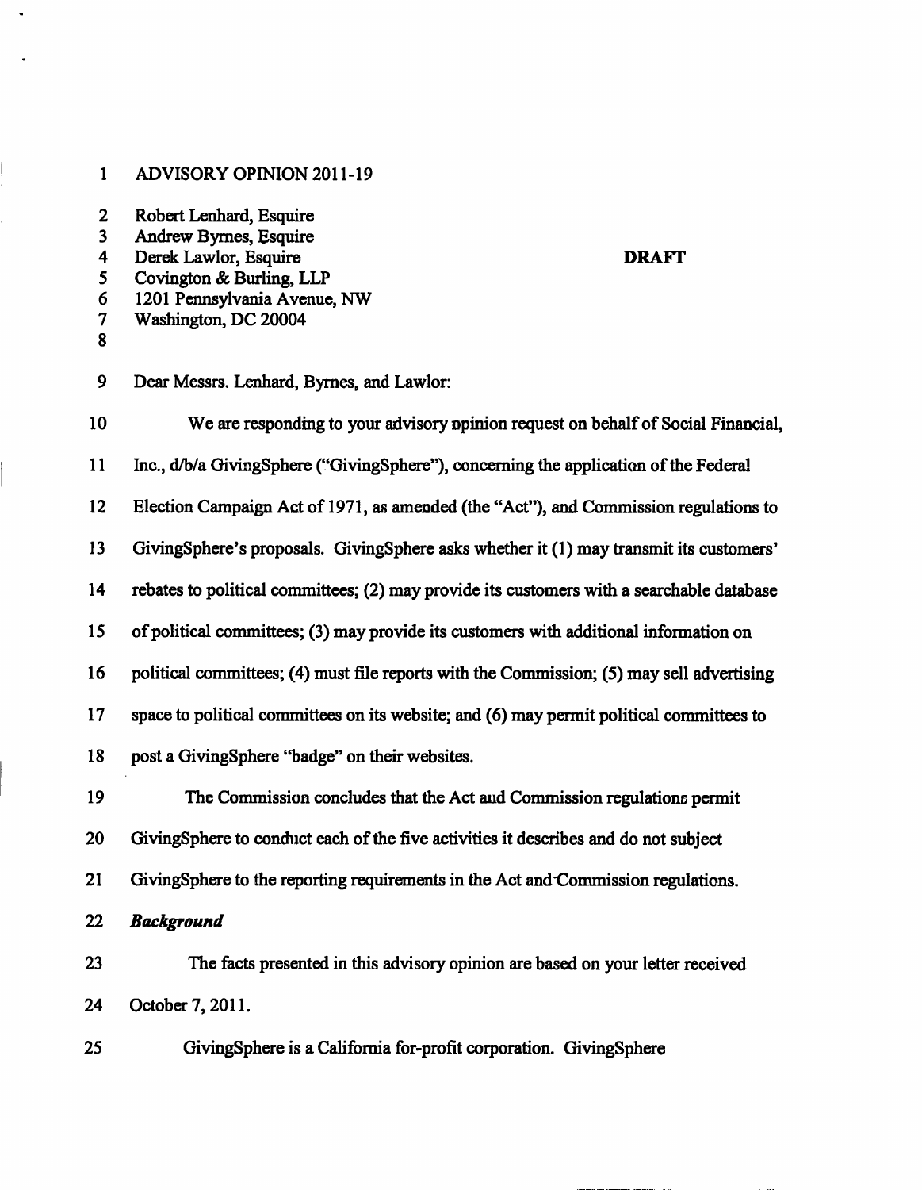ADVISORY OPINION 2011-19

Robert Lenhard, Esquire
Andrew Byrnes, Esquire
Derek Lawlor, Esquire
Covington & Burling, LLP
1201 Pennsylvania Avenue, NW
Washington, DC 20004

**DRAFT**

Dear Messrs. Lenhard, Byrnes, and Lawlor:

We are responding to your advisory opinion request on behalf of Social Financial, Inc., d/b/a GivingSphere ("GivingSphere"), concerning the application of the Federal Election Campaign Act of 1971, as amended (the "Act"), and Commission regulations to GivingSphere's proposals. GivingSphere asks whether it (1) may transmit its customers' rebates to political committees; (2) may provide its customers with a searchable database of political committees; (3) may provide its customers with additional information on political committees; (4) must file reports with the Commission; (5) may sell advertising space to political committees on its website; and (6) may permit political committees to post a GivingSphere "badge" on their websites.

The Commission concludes that the Act and Commission regulations permit GivingSphere to conduct each of the five activities it describes and do not subject GivingSphere to the reporting requirements in the Act and Commission regulations.

***Background***

The facts presented in this advisory opinion are based on your letter received October 7, 2011.

GivingSphere is a California for-profit corporation. GivingSphere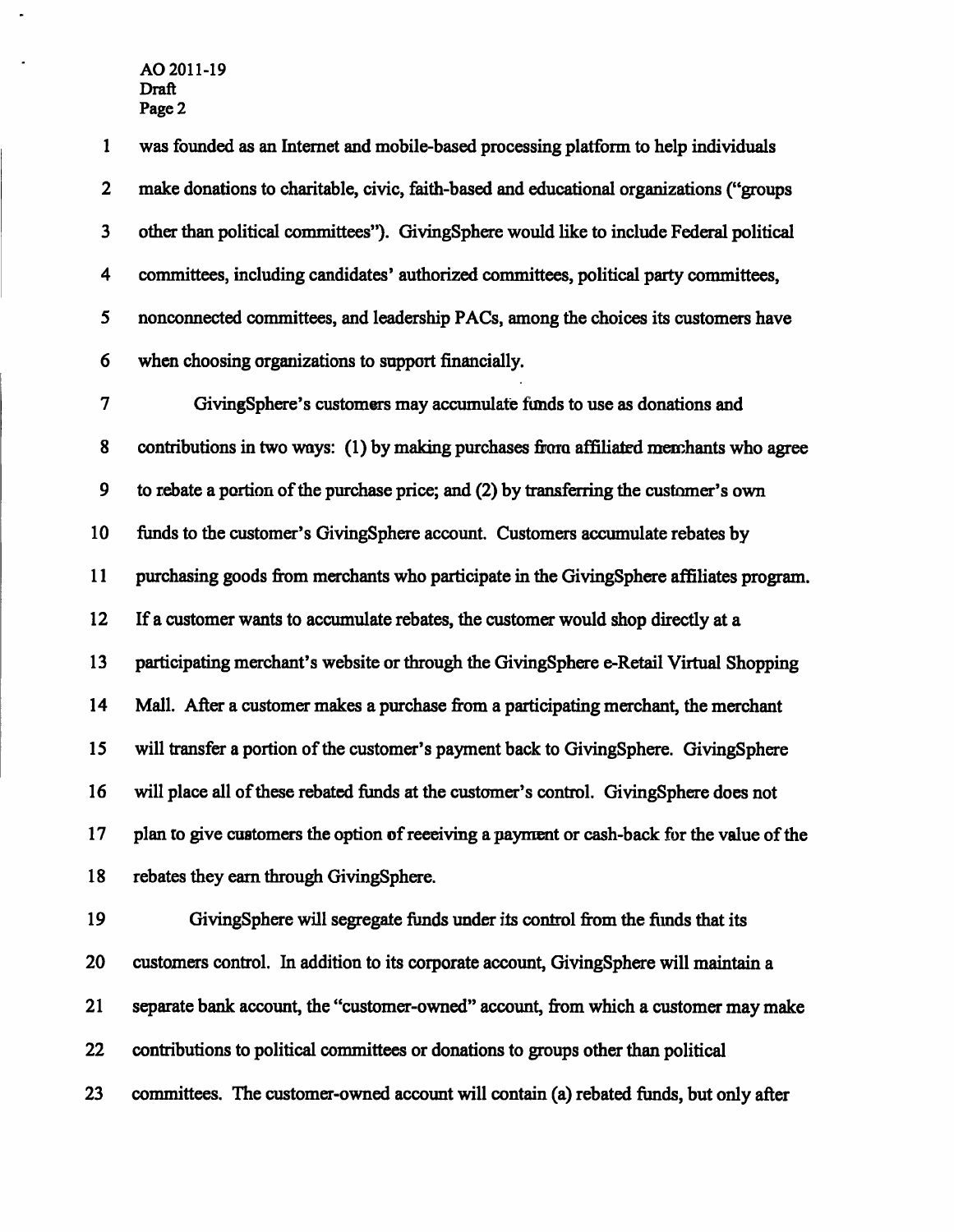was founded as an Internet and mobile-based processing platform to help individuals make donations to charitable, civic, faith-based and educational organizations ("groups other than political committees"). GivingSphere would like to include Federal political committees, including candidates' authorized committees, political party committees, nonconnected committees, and leadership PACs, among the choices its customers have when choosing organizations to support financially.

GivingSphere's customers may accumulate funds to use as donations and contributions in two ways: (1) by making purchases from affiliated merchants who agree to rebate a portion of the purchase price; and (2) by transferring the customer's own funds to the customer's GivingSphere account. Customers accumulate rebates by purchasing goods from merchants who participate in the GivingSphere affiliates program. If a customer wants to accumulate rebates, the customer would shop directly at a participating merchant's website or through the GivingSphere e-Retail Virtual Shopping Mall. After a customer makes a purchase from a participating merchant, the merchant will transfer a portion of the customer's payment back to GivingSphere. GivingSphere will place all of these rebated funds at the customer's control. GivingSphere does not plan to give customers the option of receiving a payment or cash-back for the value of the rebates they earn through GivingSphere.

GivingSphere will segregate funds under its control from the funds that its customers control. In addition to its corporate account, GivingSphere will maintain a separate bank account, the "customer-owned" account, from which a customer may make contributions to political committees or donations to groups other than political committees. The customer-owned account will contain (a) rebated funds, but only after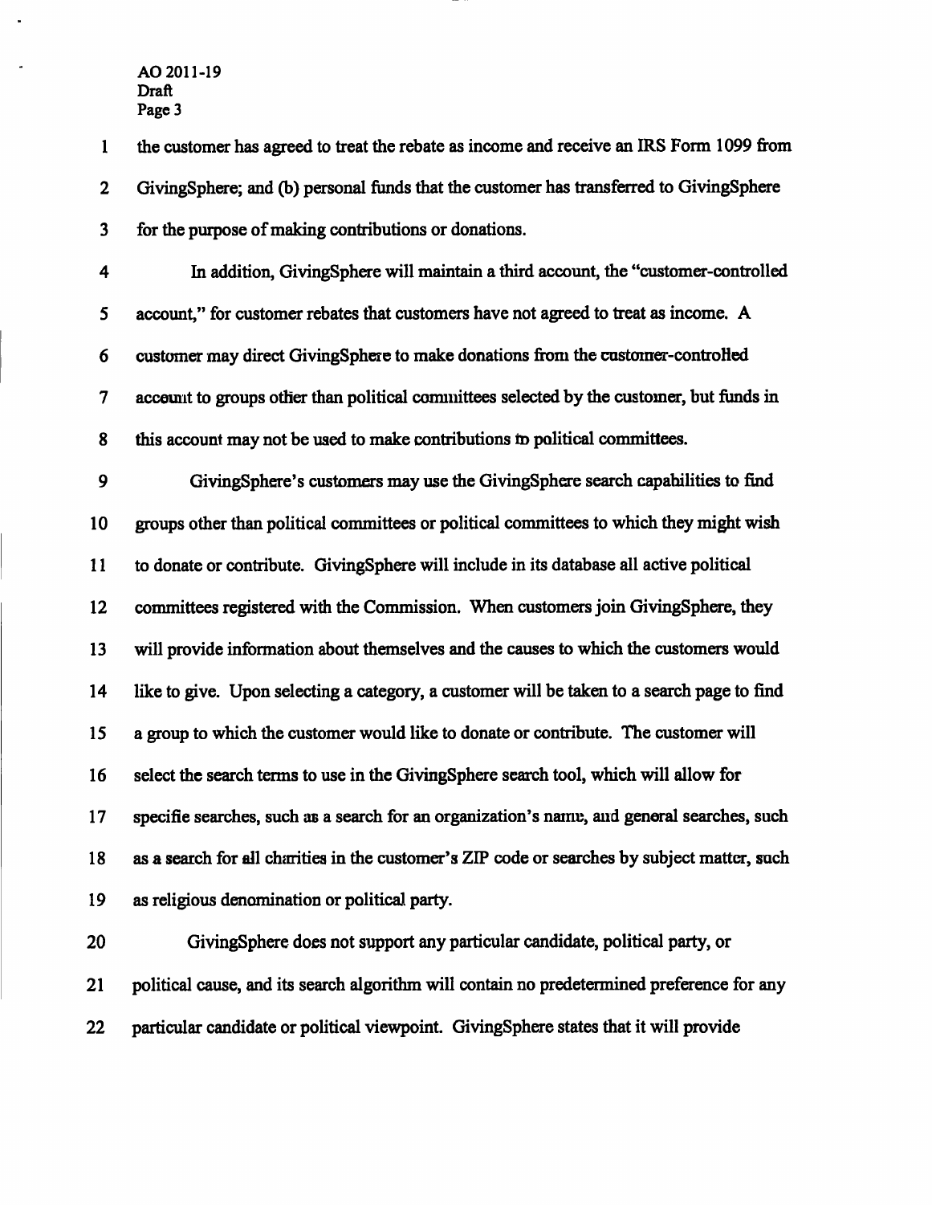the customer has agreed to treat the rebate as income and receive an IRS Form 1099 from GivingSphere; and (b) personal funds that the customer has transferred to GivingSphere for the purpose of making contributions or donations.

In addition, GivingSphere will maintain a third account, the "customer-controlled account," for customer rebates that customers have not agreed to treat as income. A customer may direct GivingSphere to make donations from the customer-controlled account to groups other than political committees selected by the customer, but funds in this account may not be used to make contributions to political committees.

GivingSphere's customers may use the GivingSphere search capabilities to find groups other than political committees or political committees to which they might wish to donate or contribute. GivingSphere will include in its database all active political committees registered with the Commission. When customers join GivingSphere, they will provide information about themselves and the causes to which the customers would like to give. Upon selecting a category, a customer will be taken to a search page to find a group to which the customer would like to donate or contribute. The customer will select the search terms to use in the GivingSphere search tool, which will allow for specific searches, such as a search for an organization's name, and general searches, such as a search for all charities in the customer's ZIP code or searches by subject matter, such as religious denomination or political party.

GivingSphere does not support any particular candidate, political party, or political cause, and its search algorithm will contain no predetermined preference for any particular candidate or political viewpoint. GivingSphere states that it will provide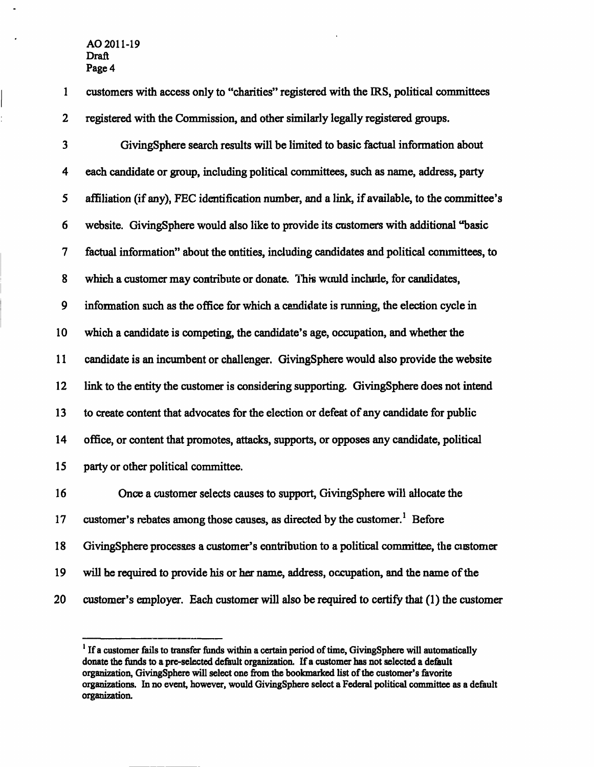customers with access only to "charities" registered with the IRS, political committees registered with the Commission, and other similarly legally registered groups.

GivingSphere search results will be limited to basic factual information about each candidate or group, including political committees, such as name, address, party affiliation (if any), FEC identification number, and a link, if available, to the committee's website. GivingSphere would also like to provide its customers with additional "basic factual information" about the entities, including candidates and political committees, to which a customer may contribute or donate. This would include, for candidates, information such as the office for which a candidate is running, the election cycle in which a candidate is competing, the candidate's age, occupation, and whether the candidate is an incumbent or challenger. GivingSphere would also provide the website link to the entity the customer is considering supporting. GivingSphere does not intend to create content that advocates for the election or defeat of any candidate for public office, or content that promotes, attacks, supports, or opposes any candidate, political party or other political committee.

Once a customer selects causes to support, GivingSphere will allocate the customer's rebates among those causes, as directed by the customer.[1] Before GivingSphere processes a customer's contribution to a political committee, the customer will be required to provide his or her name, address, occupation, and the name of the customer's employer. Each customer will also be required to certify that (1) the customer

---

[1] If a customer fails to transfer funds within a certain period of time, GivingSphere will automatically donate the funds to a pre-selected default organization. If a customer has not selected a default organization, GivingSphere will select one from the bookmarked list of the customer's favorite organizations. In no event, however, would GivingSphere select a Federal political committee as a default organization.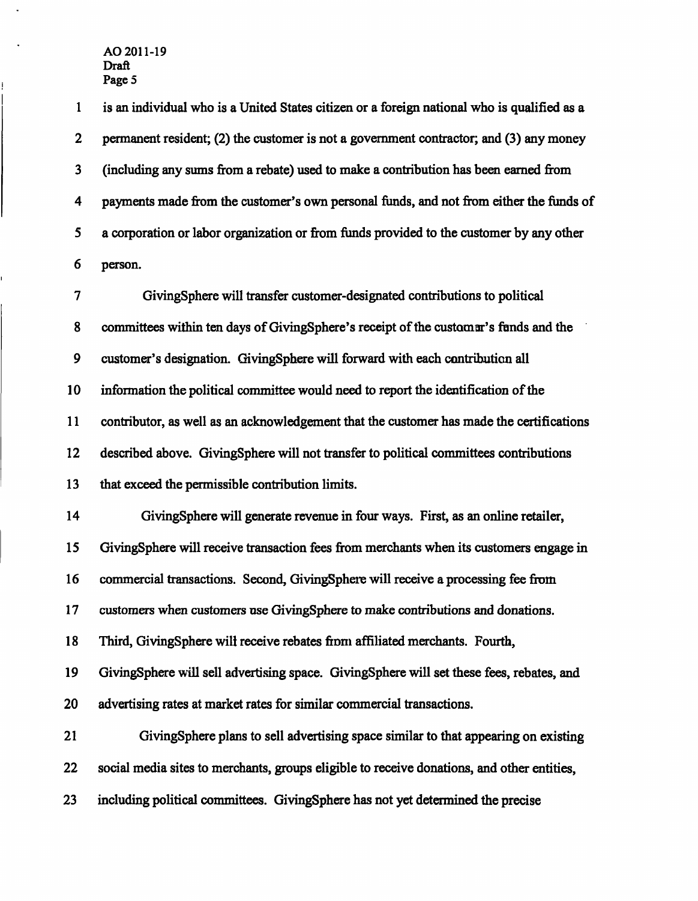is an individual who is a United States citizen or a foreign national who is qualified as a permanent resident; (2) the customer is not a government contractor; and (3) any money (including any sums from a rebate) used to make a contribution has been earned from payments made from the customer's own personal funds, and not from either the funds of a corporation or labor organization or from funds provided to the customer by any other person.

GivingSphere will transfer customer-designated contributions to political committees within ten days of GivingSphere's receipt of the customer's funds and the customer's designation. GivingSphere will forward with each contribution all information the political committee would need to report the identification of the contributor, as well as an acknowledgement that the customer has made the certifications described above. GivingSphere will not transfer to political committees contributions that exceed the permissible contribution limits.

GivingSphere will generate revenue in four ways. First, as an online retailer, GivingSphere will receive transaction fees from merchants when its customers engage in commercial transactions. Second, GivingSphere will receive a processing fee from customers when customers use GivingSphere to make contributions and donations. Third, GivingSphere will receive rebates from affiliated merchants. Fourth, GivingSphere will sell advertising space. GivingSphere will set these fees, rebates, and advertising rates at market rates for similar commercial transactions.

GivingSphere plans to sell advertising space similar to that appearing on existing social media sites to merchants, groups eligible to receive donations, and other entities, including political committees. GivingSphere has not yet determined the precise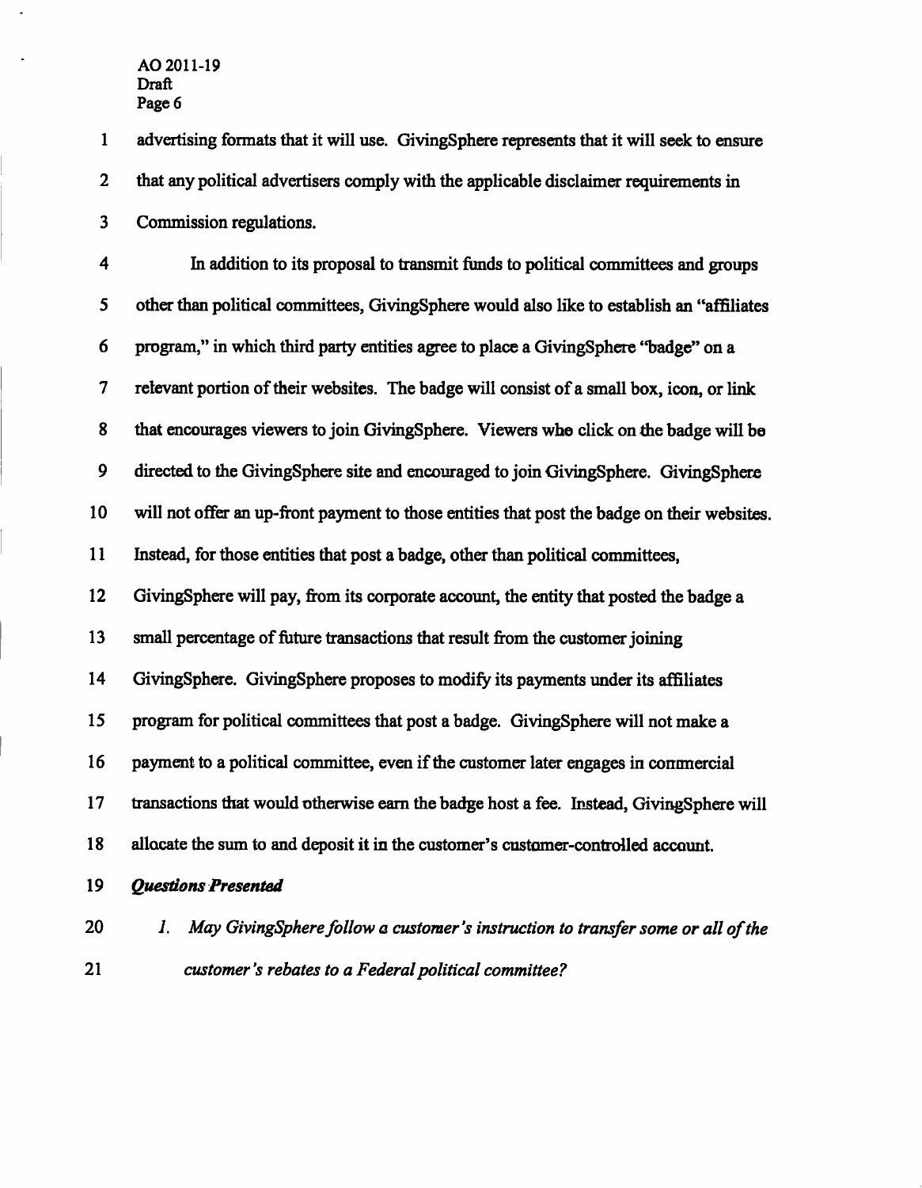advertising formats that it will use. GivingSphere represents that it will seek to ensure that any political advertisers comply with the applicable disclaimer requirements in Commission regulations.

In addition to its proposal to transmit funds to political committees and groups other than political committees, GivingSphere would also like to establish an "affiliates program," in which third party entities agree to place a GivingSphere "badge" on a relevant portion of their websites. The badge will consist of a small box, icon, or link that encourages viewers to join GivingSphere. Viewers who click on the badge will be directed to the GivingSphere site and encouraged to join GivingSphere. GivingSphere will not offer an up-front payment to those entities that post the badge on their websites. Instead, for those entities that post a badge, other than political committees, GivingSphere will pay, from its corporate account, the entity that posted the badge a small percentage of future transactions that result from the customer joining GivingSphere. GivingSphere proposes to modify its payments under its affiliates program for political committees that post a badge. GivingSphere will not make a payment to a political committee, even if the customer later engages in commercial transactions that would otherwise earn the badge host a fee. Instead, GivingSphere will allocate the sum to and deposit it in the customer's customer-controlled account.

***Questions Presented***

1. *May GivingSphere follow a customer's instruction to transfer some or all of the customer's rebates to a Federal political committee?*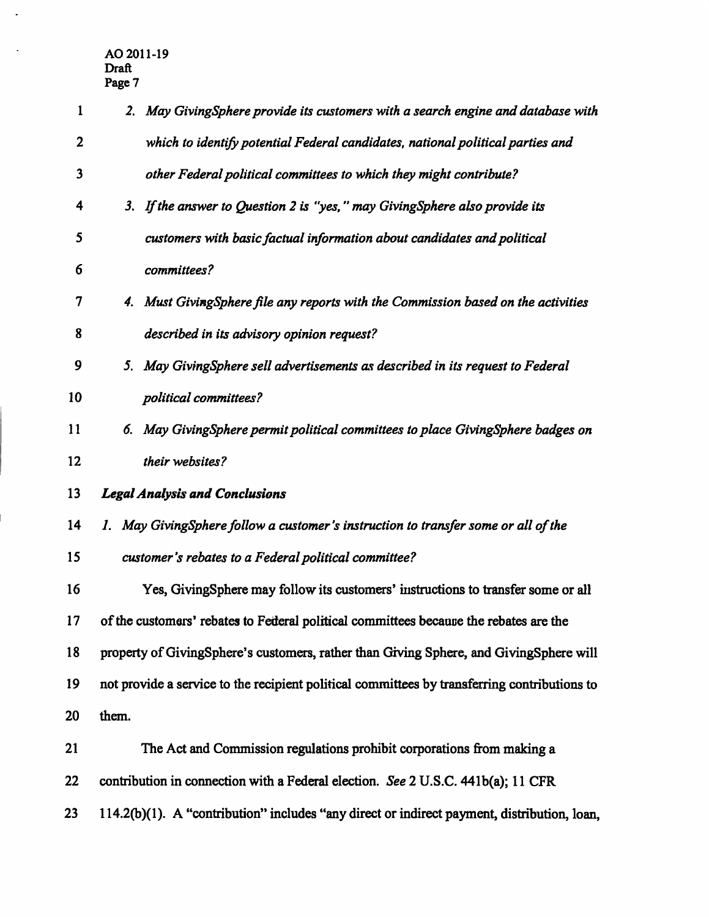2. *May GivingSphere provide its customers with a search engine and database with which to identify potential Federal candidates, national political parties and other Federal political committees to which they might contribute?*

3. *If the answer to Question 2 is "yes," may GivingSphere also provide its customers with basic factual information about candidates and political committees?*

4. *Must GivingSphere file any reports with the Commission based on the activities described in its advisory opinion request?*

5. *May GivingSphere sell advertisements as described in its request to Federal political committees?*

6. *May GivingSphere permit political committees to place GivingSphere badges on their websites?*

***Legal Analysis and Conclusions***

*1. May GivingSphere follow a customer's instruction to transfer some or all of the customer's rebates to a Federal political committee?*

Yes, GivingSphere may follow its customers' instructions to transfer some or all of the customers' rebates to Federal political committees because the rebates are the property of GivingSphere's customers, rather than Giving Sphere, and GivingSphere will not provide a service to the recipient political committees by transferring contributions to them.

The Act and Commission regulations prohibit corporations from making a contribution in connection with a Federal election. *See* 2 U.S.C. 441b(a); 11 CFR 114.2(b)(1). A "contribution" includes "any direct or indirect payment, distribution, loan,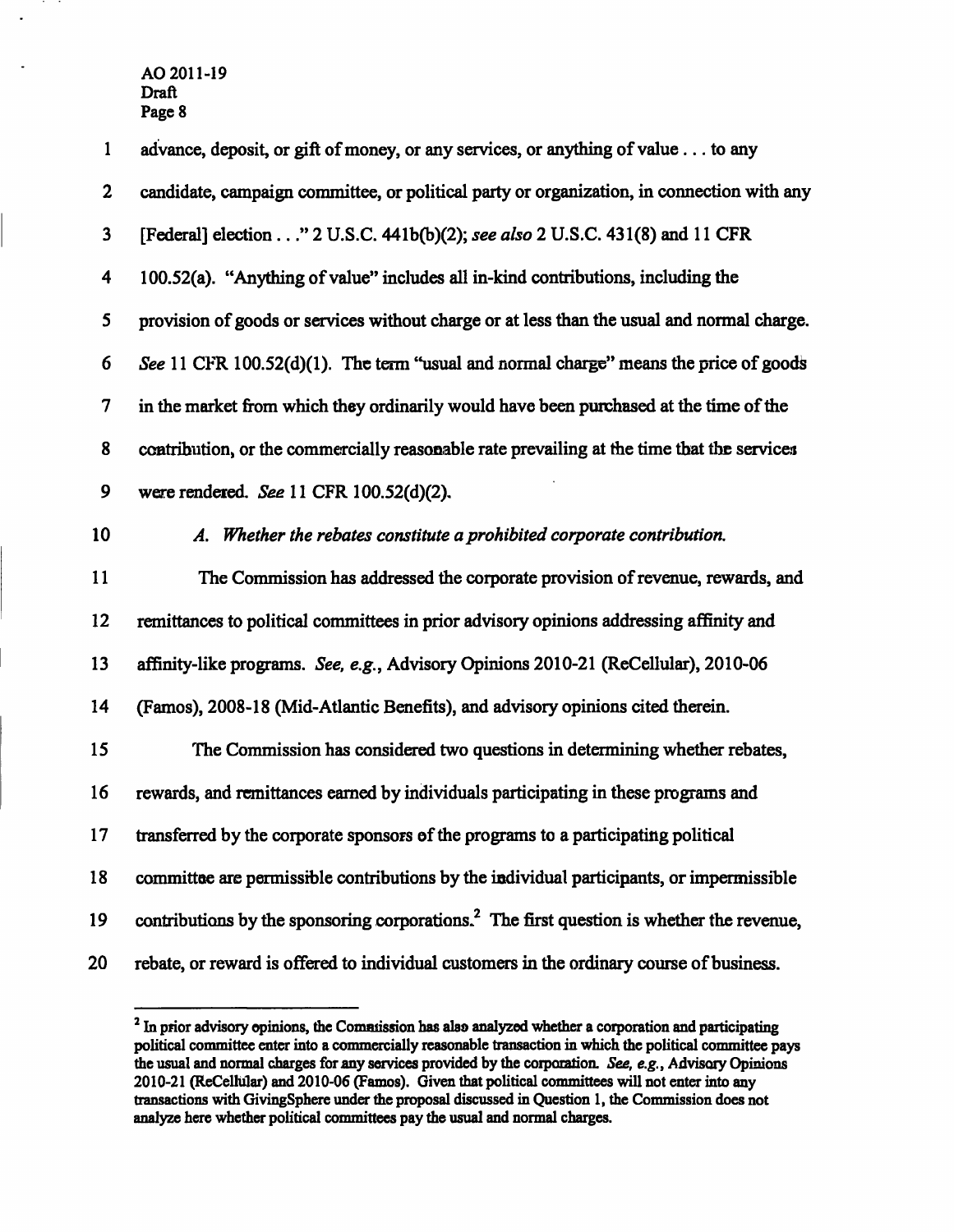advance, deposit, or gift of money, or any services, or anything of value . . . to any candidate, campaign committee, or political party or organization, in connection with any [Federal] election . . ." 2 U.S.C. 441b(b)(2); *see also* 2 U.S.C. 431(8) and 11 CFR 100.52(a). "Anything of value" includes all in-kind contributions, including the provision of goods or services without charge or at less than the usual and normal charge. *See* 11 CFR 100.52(d)(1). The term "usual and normal charge" means the price of goods in the market from which they ordinarily would have been purchased at the time of the contribution, or the commercially reasonable rate prevailing at the time that the services were rendered. *See* 11 CFR 100.52(d)(2).

*A. Whether the rebates constitute a prohibited corporate contribution.*

The Commission has addressed the corporate provision of revenue, rewards, and remittances to political committees in prior advisory opinions addressing affinity and affinity-like programs. *See, e.g.*, Advisory Opinions 2010-21 (ReCellular), 2010-06 (Famos), 2008-18 (Mid-Atlantic Benefits), and advisory opinions cited therein.

The Commission has considered two questions in determining whether rebates, rewards, and remittances earned by individuals participating in these programs and transferred by the corporate sponsors of the programs to a participating political committee are permissible contributions by the individual participants, or impermissible contributions by the sponsoring corporations.[2] The first question is whether the revenue, rebate, or reward is offered to individual customers in the ordinary course of business.

[2] In prior advisory opinions, the Commission has also analyzed whether a corporation and participating political committee enter into a commercially reasonable transaction in which the political committee pays the usual and normal charges for any services provided by the corporation. *See, e.g.*, Advisory Opinions 2010-21 (ReCellular) and 2010-06 (Famos). Given that political committees will not enter into any transactions with GivingSphere under the proposal discussed in Question 1, the Commission does not analyze here whether political committees pay the usual and normal charges.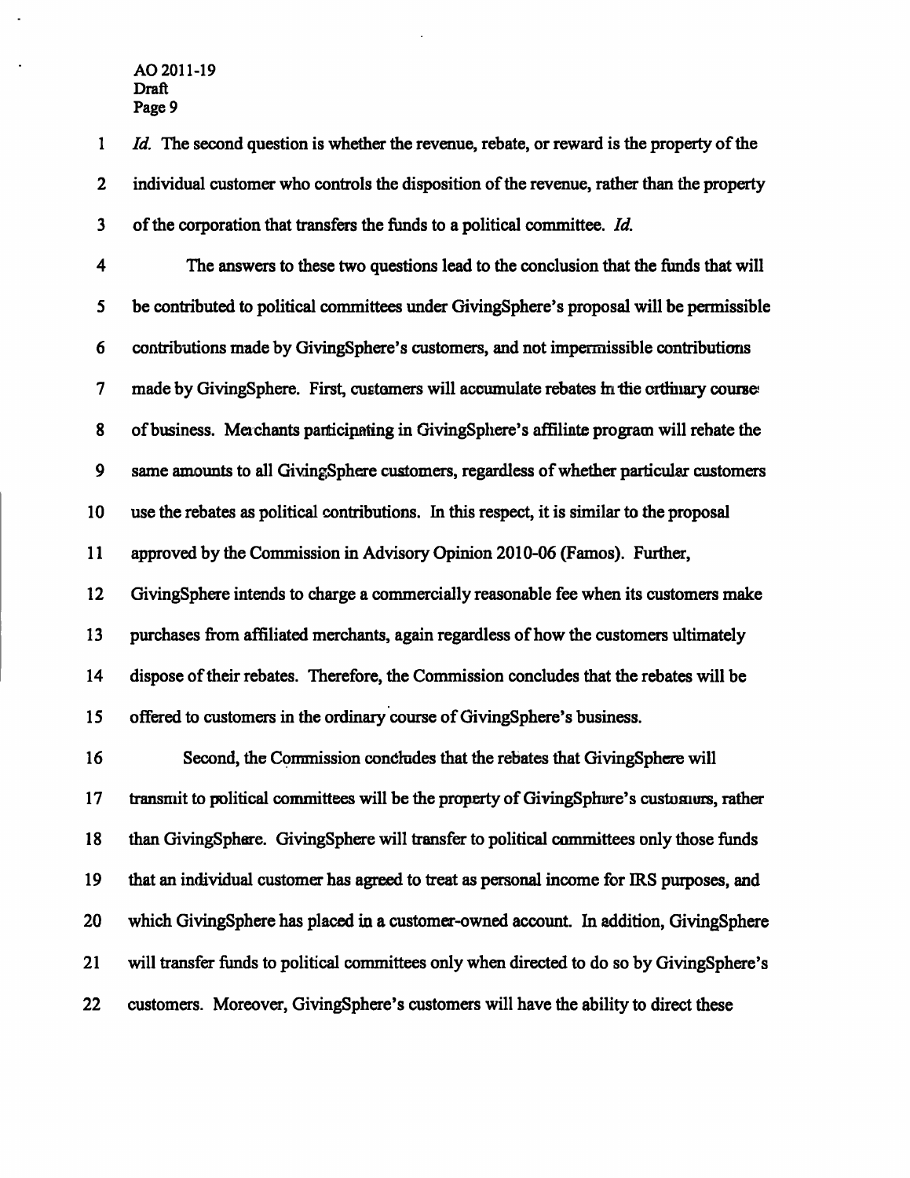*Id.* The second question is whether the revenue, rebate, or reward is the property of the individual customer who controls the disposition of the revenue, rather than the property of the corporation that transfers the funds to a political committee. *Id.*

The answers to these two questions lead to the conclusion that the funds that will be contributed to political committees under GivingSphere's proposal will be permissible contributions made by GivingSphere's customers, and not impermissible contributions made by GivingSphere. First, customers will accumulate rebates in the ordinary course of business. Merchants participating in GivingSphere's affiliate program will rebate the same amounts to all GivingSphere customers, regardless of whether particular customers use the rebates as political contributions. In this respect, it is similar to the proposal approved by the Commission in Advisory Opinion 2010-06 (Famos). Further, GivingSphere intends to charge a commercially reasonable fee when its customers make purchases from affiliated merchants, again regardless of how the customers ultimately dispose of their rebates. Therefore, the Commission concludes that the rebates will be offered to customers in the ordinary course of GivingSphere's business.

Second, the Commission concludes that the rebates that GivingSphere will transmit to political committees will be the property of GivingSphere's customers, rather than GivingSphere. GivingSphere will transfer to political committees only those funds that an individual customer has agreed to treat as personal income for IRS purposes, and which GivingSphere has placed in a customer-owned account. In addition, GivingSphere will transfer funds to political committees only when directed to do so by GivingSphere's customers. Moreover, GivingSphere's customers will have the ability to direct these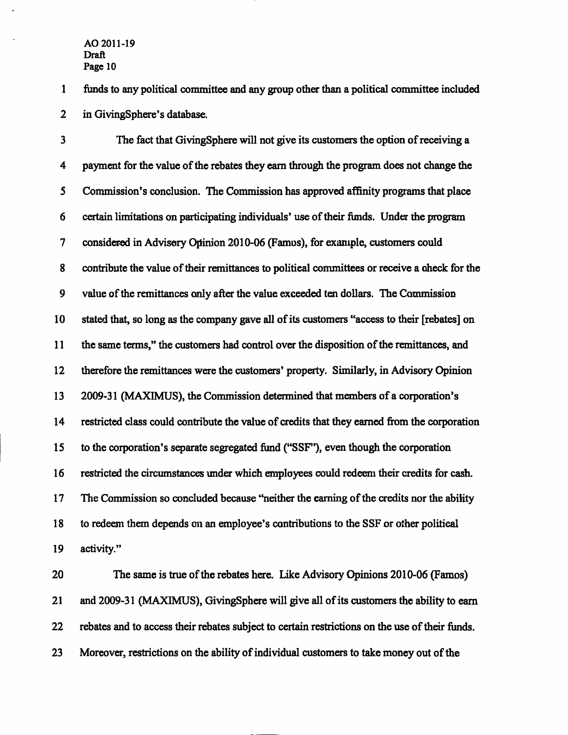funds to any political committee and any group other than a political committee included in GivingSphere's database.

The fact that GivingSphere will not give its customers the option of receiving a payment for the value of the rebates they earn through the program does not change the Commission's conclusion. The Commission has approved affinity programs that place certain limitations on participating individuals' use of their funds. Under the program considered in Advisory Opinion 2010-06 (Famos), for example, customers could contribute the value of their remittances to political committees or receive a check for the value of the remittances only after the value exceeded ten dollars. The Commission stated that, so long as the company gave all of its customers "access to their [rebates] on the same terms," the customers had control over the disposition of the remittances, and therefore the remittances were the customers' property. Similarly, in Advisory Opinion 2009-31 (MAXIMUS), the Commission determined that members of a corporation's restricted class could contribute the value of credits that they earned from the corporation to the corporation's separate segregated fund ("SSF"), even though the corporation restricted the circumstances under which employees could redeem their credits for cash. The Commission so concluded because "neither the earning of the credits nor the ability to redeem them depends on an employee's contributions to the SSF or other political activity."

The same is true of the rebates here. Like Advisory Opinions 2010-06 (Famos) and 2009-31 (MAXIMUS), GivingSphere will give all of its customers the ability to earn rebates and to access their rebates subject to certain restrictions on the use of their funds. Moreover, restrictions on the ability of individual customers to take money out of the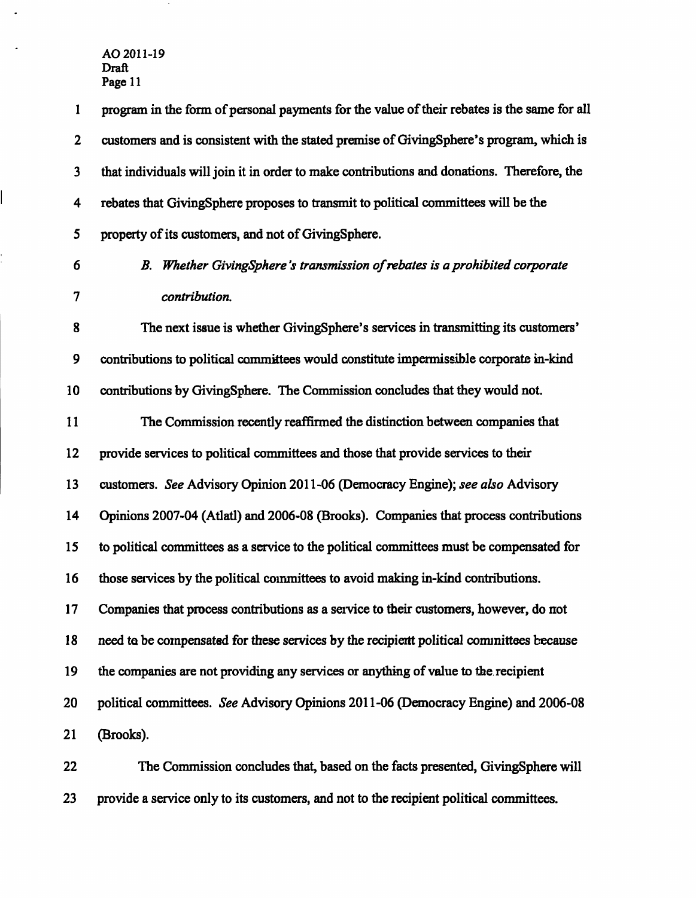program in the form of personal payments for the value of their rebates is the same for all customers and is consistent with the stated premise of GivingSphere's program, which is that individuals will join it in order to make contributions and donations. Therefore, the rebates that GivingSphere proposes to transmit to political committees will be the property of its customers, and not of GivingSphere.

*B. Whether GivingSphere's transmission of rebates is a prohibited corporate contribution.*

The next issue is whether GivingSphere's services in transmitting its customers' contributions to political committees would constitute impermissible corporate in-kind contributions by GivingSphere. The Commission concludes that they would not.

The Commission recently reaffirmed the distinction between companies that provide services to political committees and those that provide services to their customers. *See* Advisory Opinion 2011-06 (Democracy Engine); *see also* Advisory Opinions 2007-04 (Atlatl) and 2006-08 (Brooks). Companies that process contributions to political committees as a service to the political committees must be compensated for those services by the political committees to avoid making in-kind contributions. Companies that process contributions as a service to their customers, however, do not need to be compensated for these services by the recipient political committees because the companies are not providing any services or anything of value to the recipient political committees. *See* Advisory Opinions 2011-06 (Democracy Engine) and 2006-08 (Brooks).

The Commission concludes that, based on the facts presented, GivingSphere will provide a service only to its customers, and not to the recipient political committees.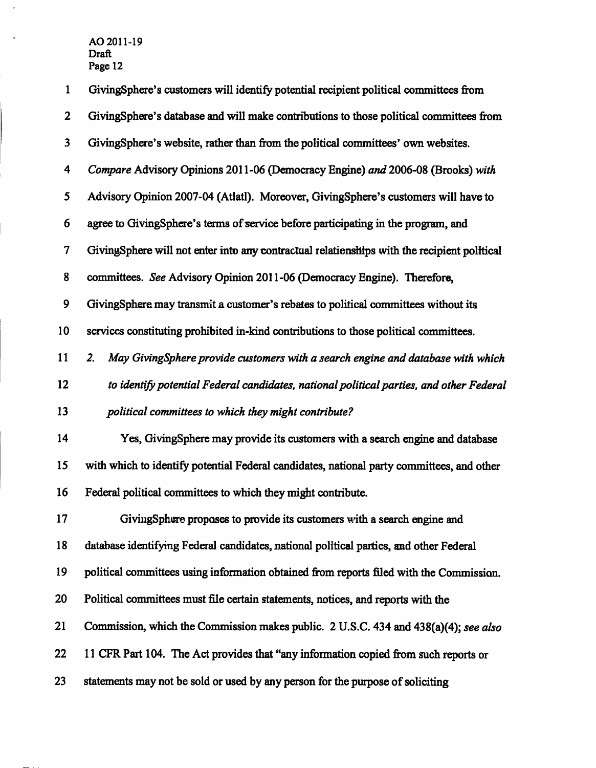GivingSphere's customers will identify potential recipient political committees from GivingSphere's database and will make contributions to those political committees from GivingSphere's website, rather than from the political committees' own websites. *Compare* Advisory Opinions 2011-06 (Democracy Engine) *and* 2006-08 (Brooks) *with* Advisory Opinion 2007-04 (Atlatl). Moreover, GivingSphere's customers will have to agree to GivingSphere's terms of service before participating in the program, and GivingSphere will not enter into any contractual relationships with the recipient political committees. *See* Advisory Opinion 2011-06 (Democracy Engine). Therefore, GivingSphere may transmit a customer's rebates to political committees without its services constituting prohibited in-kind contributions to those political committees.

*2. May GivingSphere provide customers with a search engine and database with which to identify potential Federal candidates, national political parties, and other Federal political committees to which they might contribute?*

Yes, GivingSphere may provide its customers with a search engine and database with which to identify potential Federal candidates, national party committees, and other Federal political committees to which they might contribute.

GivingSphere proposes to provide its customers with a search engine and database identifying Federal candidates, national political parties, and other Federal political committees using information obtained from reports filed with the Commission. Political committees must file certain statements, notices, and reports with the Commission, which the Commission makes public. 2 U.S.C. 434 and 438(a)(4); *see also* 11 CFR Part 104. The Act provides that "any information copied from such reports or statements may not be sold or used by any person for the purpose of soliciting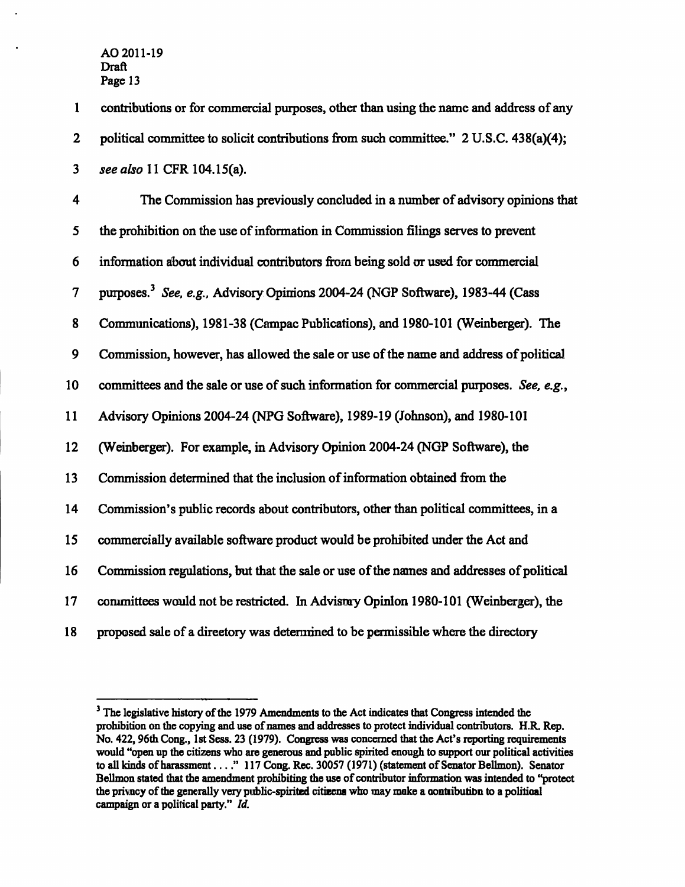contributions or for commercial purposes, other than using the name and address of any political committee to solicit contributions from such committee." 2 U.S.C. 438(a)(4); *see also* 11 CFR 104.15(a).

The Commission has previously concluded in a number of advisory opinions that the prohibition on the use of information in Commission filings serves to prevent information about individual contributors from being sold or used for commercial purposes.[3] *See, e.g.,* Advisory Opinions 2004-24 (NGP Software), 1983-44 (Cass Communications), 1981-38 (Campac Publications), and 1980-101 (Weinberger). The Commission, however, has allowed the sale or use of the name and address of political committees and the sale or use of such information for commercial purposes. *See, e.g.,* Advisory Opinions 2004-24 (NPG Software), 1989-19 (Johnson), and 1980-101 (Weinberger). For example, in Advisory Opinion 2004-24 (NGP Software), the Commission determined that the inclusion of information obtained from the Commission's public records about contributors, other than political committees, in a commercially available software product would be prohibited under the Act and Commission regulations, but that the sale or use of the names and addresses of political committees would not be restricted. In Advisory Opinion 1980-101 (Weinberger), the proposed sale of a directory was determined to be permissible where the directory

---

[3] The legislative history of the 1979 Amendments to the Act indicates that Congress intended the prohibition on the copying and use of names and addresses to protect individual contributors. H.R. Rep. No. 422, 96th Cong., 1st Sess. 23 (1979). Congress was concerned that the Act's reporting requirements would "open up the citizens who are generous and public spirited enough to support our political activities to all kinds of harassment . . . ." 117 Cong. Rec. 30057 (1971) (statement of Senator Bellmon). Senator Bellmon stated that the amendment prohibiting the use of contributor information was intended to "protect the privacy of the generally very public-spirited citizens who may make a contribution to a political campaign or a political party." *Id.*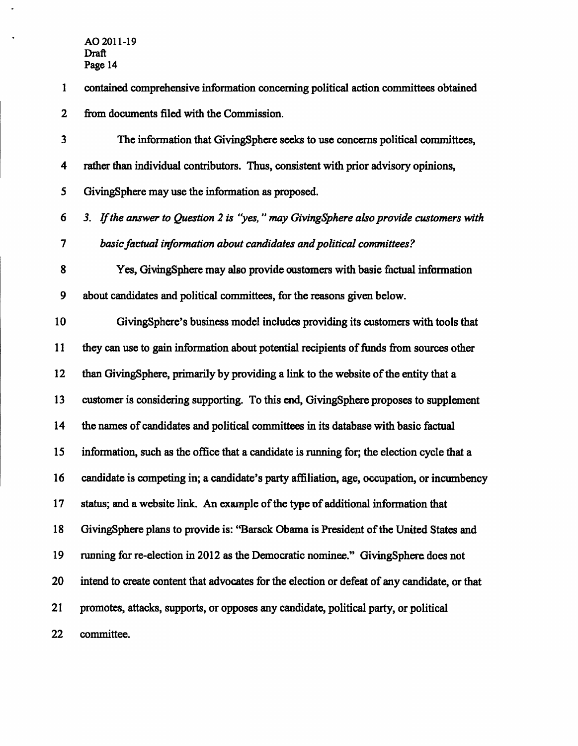contained comprehensive information concerning political action committees obtained from documents filed with the Commission.

The information that GivingSphere seeks to use concerns political committees, rather than individual contributors. Thus, consistent with prior advisory opinions, GivingSphere may use the information as proposed.

*3. If the answer to Question 2 is "yes," may GivingSphere also provide customers with basic factual information about candidates and political committees?*

Yes, GivingSphere may also provide customers with basic factual information about candidates and political committees, for the reasons given below.

GivingSphere's business model includes providing its customers with tools that they can use to gain information about potential recipients of funds from sources other than GivingSphere, primarily by providing a link to the website of the entity that a customer is considering supporting. To this end, GivingSphere proposes to supplement the names of candidates and political committees in its database with basic factual information, such as the office that a candidate is running for; the election cycle that a candidate is competing in; a candidate's party affiliation, age, occupation, or incumbency status; and a website link. An example of the type of additional information that GivingSphere plans to provide is: "Barack Obama is President of the United States and running for re-election in 2012 as the Democratic nominee." GivingSphere does not intend to create content that advocates for the election or defeat of any candidate, or that promotes, attacks, supports, or opposes any candidate, political party, or political committee.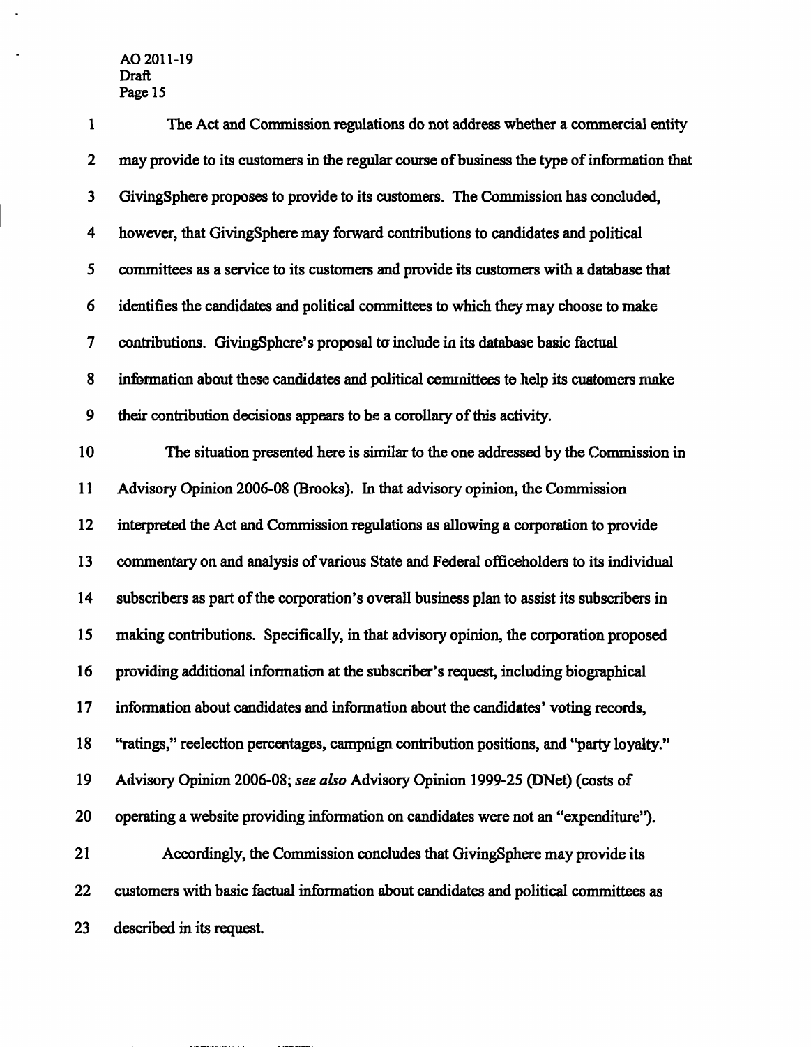The Act and Commission regulations do not address whether a commercial entity may provide to its customers in the regular course of business the type of information that GivingSphere proposes to provide to its customers. The Commission has concluded, however, that GivingSphere may forward contributions to candidates and political committees as a service to its customers and provide its customers with a database that identifies the candidates and political committees to which they may choose to make contributions. GivingSphere's proposal to include in its database basic factual information about these candidates and political committees to help its customers make their contribution decisions appears to be a corollary of this activity.

The situation presented here is similar to the one addressed by the Commission in Advisory Opinion 2006-08 (Brooks). In that advisory opinion, the Commission interpreted the Act and Commission regulations as allowing a corporation to provide commentary on and analysis of various State and Federal officeholders to its individual subscribers as part of the corporation's overall business plan to assist its subscribers in making contributions. Specifically, in that advisory opinion, the corporation proposed providing additional information at the subscriber's request, including biographical information about candidates and information about the candidates' voting records, "ratings," reelection percentages, campaign contribution positions, and "party loyalty." Advisory Opinion 2006-08; *see also* Advisory Opinion 1999-25 (DNet) (costs of operating a website providing information on candidates were not an "expenditure").

Accordingly, the Commission concludes that GivingSphere may provide its customers with basic factual information about candidates and political committees as described in its request.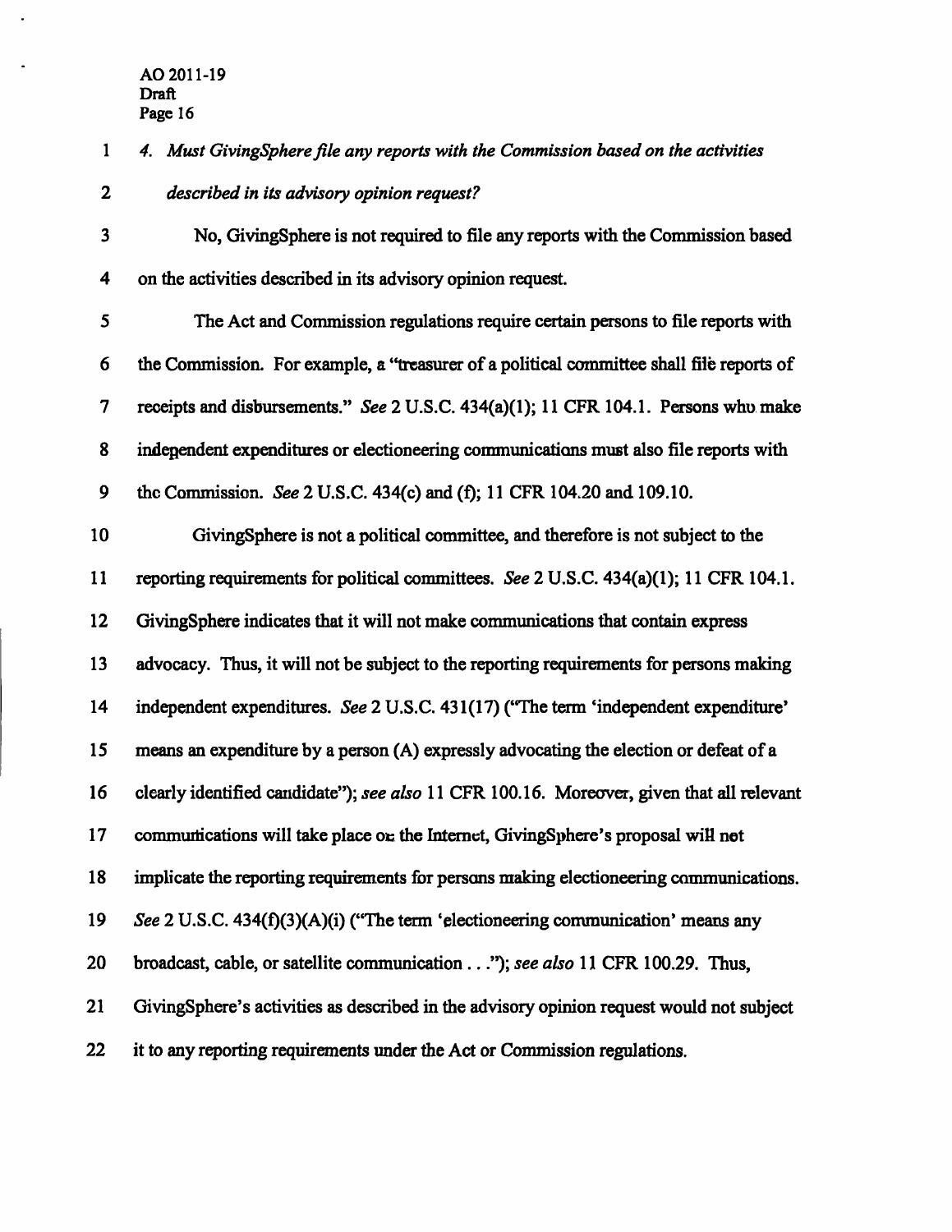*4. Must GivingSphere file any reports with the Commission based on the activities described in its advisory opinion request?*

No, GivingSphere is not required to file any reports with the Commission based on the activities described in its advisory opinion request.

The Act and Commission regulations require certain persons to file reports with the Commission. For example, a "treasurer of a political committee shall file reports of receipts and disbursements." *See* 2 U.S.C. 434(a)(1); 11 CFR 104.1. Persons who make independent expenditures or electioneering communications must also file reports with the Commission. *See* 2 U.S.C. 434(c) and (f); 11 CFR 104.20 and 109.10.

GivingSphere is not a political committee, and therefore is not subject to the reporting requirements for political committees. *See* 2 U.S.C. 434(a)(1); 11 CFR 104.1. GivingSphere indicates that it will not make communications that contain express advocacy. Thus, it will not be subject to the reporting requirements for persons making independent expenditures. *See* 2 U.S.C. 431(17) ("The term 'independent expenditure' means an expenditure by a person (A) expressly advocating the election or defeat of a clearly identified candidate"); *see also* 11 CFR 100.16. Moreover, given that all relevant communications will take place on the Internet, GivingSphere's proposal will not implicate the reporting requirements for persons making electioneering communications. *See* 2 U.S.C. 434(f)(3)(A)(i) ("The term 'electioneering communication' means any broadcast, cable, or satellite communication . . ."); *see also* 11 CFR 100.29. Thus, GivingSphere's activities as described in the advisory opinion request would not subject it to any reporting requirements under the Act or Commission regulations.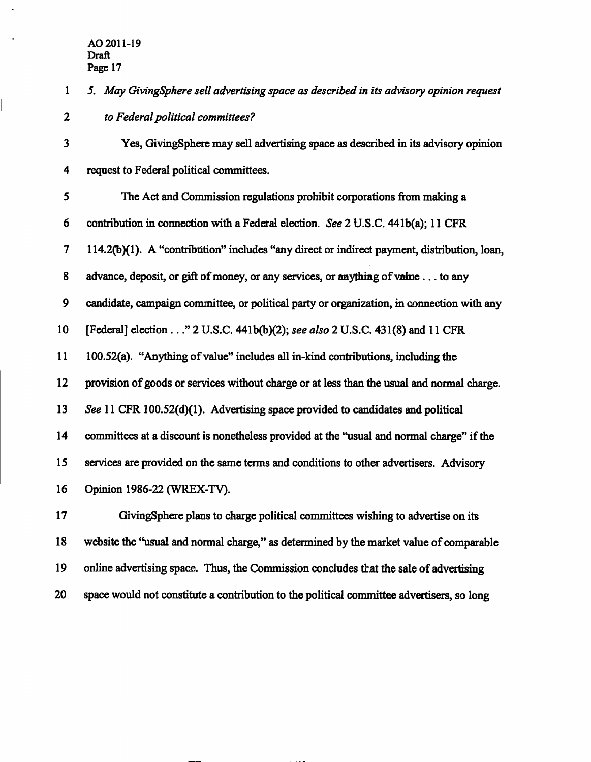*5. May GivingSphere sell advertising space as described in its advisory opinion request to Federal political committees?*

Yes, GivingSphere may sell advertising space as described in its advisory opinion request to Federal political committees.

The Act and Commission regulations prohibit corporations from making a contribution in connection with a Federal election. *See* 2 U.S.C. 441b(a); 11 CFR 114.2(b)(1). A "contribution" includes "any direct or indirect payment, distribution, loan, advance, deposit, or gift of money, or any services, or anything of value . . . to any candidate, campaign committee, or political party or organization, in connection with any [Federal] election . . ." 2 U.S.C. 441b(b)(2); *see also* 2 U.S.C. 431(8) and 11 CFR 100.52(a). "Anything of value" includes all in-kind contributions, including the provision of goods or services without charge or at less than the usual and normal charge. *See* 11 CFR 100.52(d)(1). Advertising space provided to candidates and political committees at a discount is nonetheless provided at the "usual and normal charge" if the services are provided on the same terms and conditions to other advertisers. Advisory Opinion 1986-22 (WREX-TV).

GivingSphere plans to charge political committees wishing to advertise on its website the "usual and normal charge," as determined by the market value of comparable online advertising space. Thus, the Commission concludes that the sale of advertising space would not constitute a contribution to the political committee advertisers, so long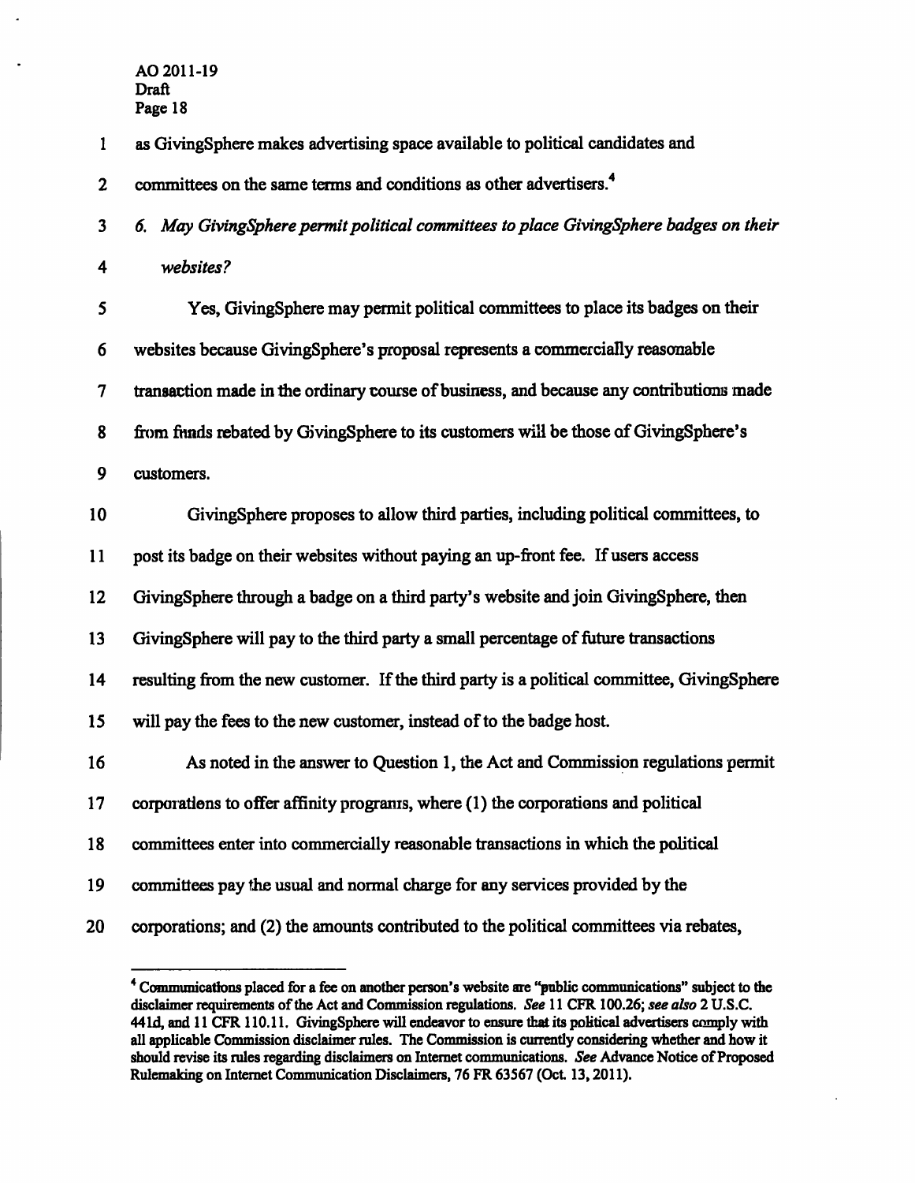as GivingSphere makes advertising space available to political candidates and committees on the same terms and conditions as other advertisers.[4]

*6. May GivingSphere permit political committees to place GivingSphere badges on their websites?*

Yes, GivingSphere may permit political committees to place its badges on their websites because GivingSphere's proposal represents a commercially reasonable transaction made in the ordinary course of business, and because any contributions made from funds rebated by GivingSphere to its customers will be those of GivingSphere's customers.

GivingSphere proposes to allow third parties, including political committees, to post its badge on their websites without paying an up-front fee. If users access GivingSphere through a badge on a third party's website and join GivingSphere, then GivingSphere will pay to the third party a small percentage of future transactions resulting from the new customer. If the third party is a political committee, GivingSphere will pay the fees to the new customer, instead of to the badge host.

As noted in the answer to Question 1, the Act and Commission regulations permit corporations to offer affinity programs, where (1) the corporations and political committees enter into commercially reasonable transactions in which the political committees pay the usual and normal charge for any services provided by the corporations; and (2) the amounts contributed to the political committees via rebates,

---

[4] Communications placed for a fee on another person's website are "public communications" subject to the disclaimer requirements of the Act and Commission regulations. *See* 11 CFR 100.26; *see also* 2 U.S.C. 441d, and 11 CFR 110.11. GivingSphere will endeavor to ensure that its political advertisers comply with all applicable Commission disclaimer rules. The Commission is currently considering whether and how it should revise its rules regarding disclaimers on Internet communications. *See* Advance Notice of Proposed Rulemaking on Internet Communication Disclaimers, 76 FR 63567 (Oct. 13, 2011).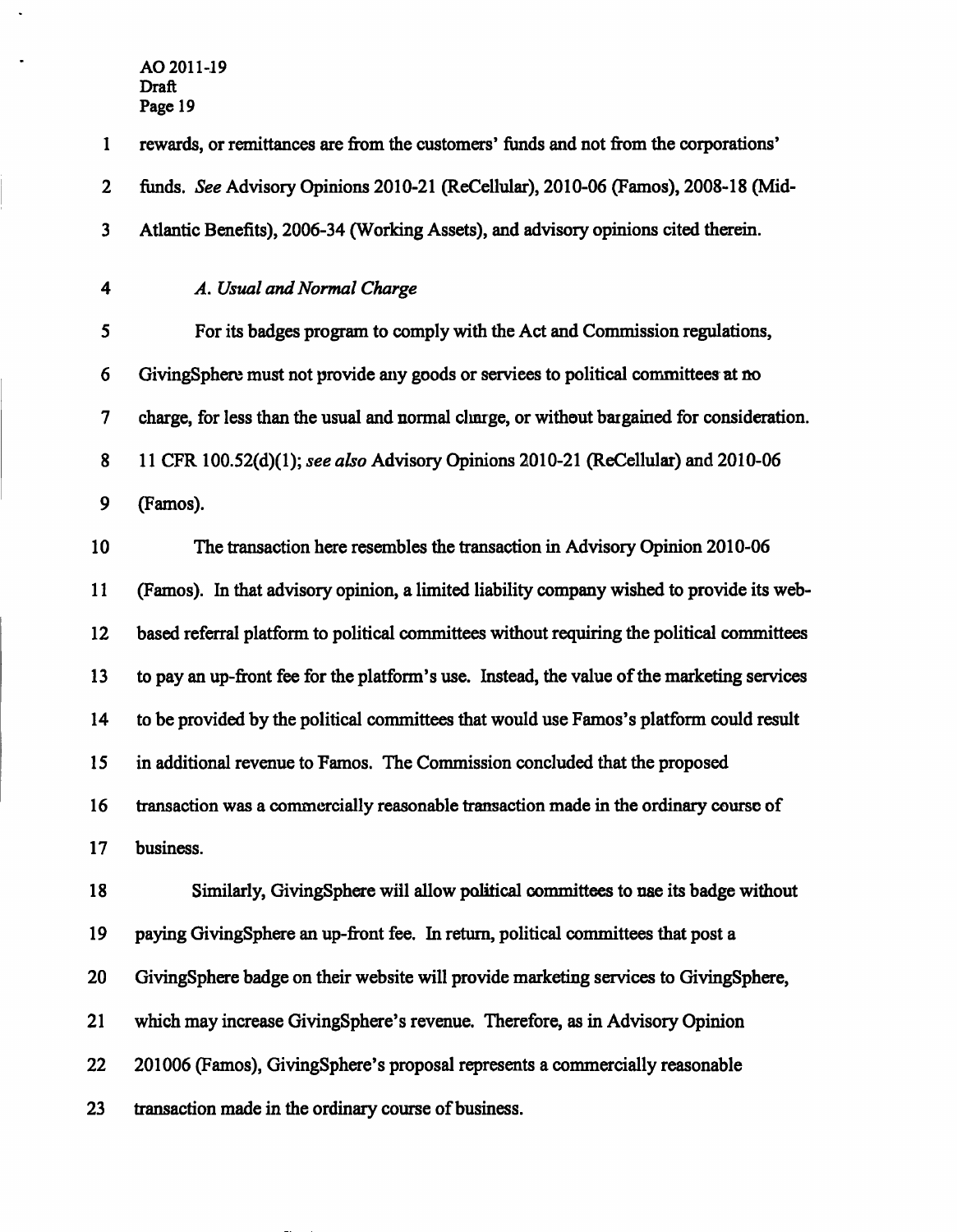rewards, or remittances are from the customers' funds and not from the corporations' funds. *See* Advisory Opinions 2010-21 (ReCellular), 2010-06 (Famos), 2008-18 (Mid-Atlantic Benefits), 2006-34 (Working Assets), and advisory opinions cited therein.

*A. Usual and Normal Charge*

For its badges program to comply with the Act and Commission regulations, GivingSphere must not provide any goods or services to political committees at no charge, for less than the usual and normal charge, or without bargained for consideration. 11 CFR 100.52(d)(1); *see also* Advisory Opinions 2010-21 (ReCellular) and 2010-06 (Famos).

The transaction here resembles the transaction in Advisory Opinion 2010-06 (Famos). In that advisory opinion, a limited liability company wished to provide its web-based referral platform to political committees without requiring the political committees to pay an up-front fee for the platform's use. Instead, the value of the marketing services to be provided by the political committees that would use Famos's platform could result in additional revenue to Famos. The Commission concluded that the proposed transaction was a commercially reasonable transaction made in the ordinary course of business.

Similarly, GivingSphere will allow political committees to use its badge without paying GivingSphere an up-front fee. In return, political committees that post a GivingSphere badge on their website will provide marketing services to GivingSphere, which may increase GivingSphere's revenue. Therefore, as in Advisory Opinion 201006 (Famos), GivingSphere's proposal represents a commercially reasonable transaction made in the ordinary course of business.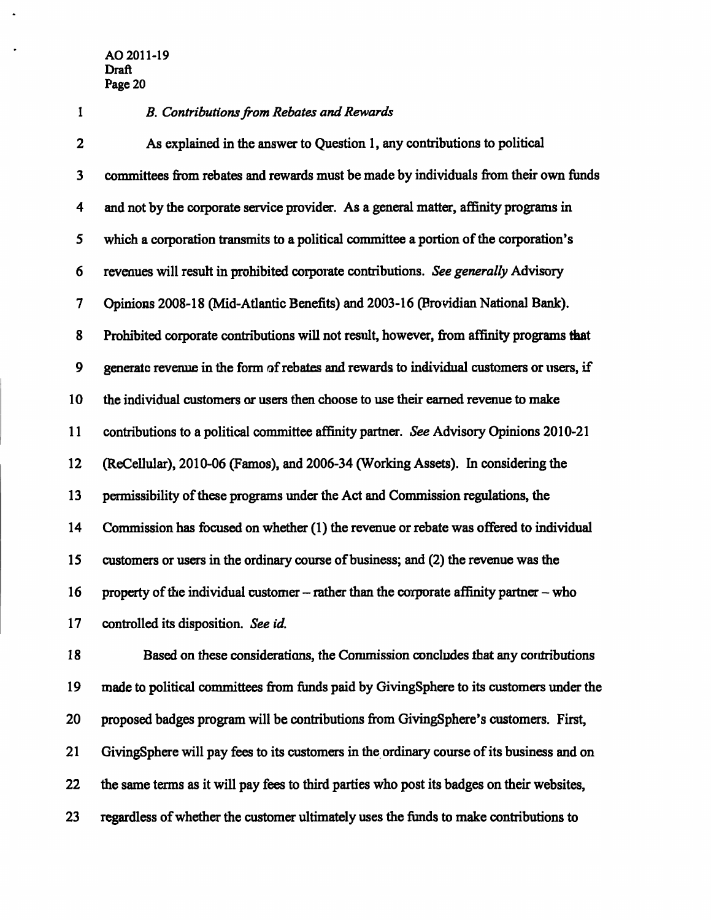*B. Contributions from Rebates and Rewards*

As explained in the answer to Question 1, any contributions to political committees from rebates and rewards must be made by individuals from their own funds and not by the corporate service provider. As a general matter, affinity programs in which a corporation transmits to a political committee a portion of the corporation's revenues will result in prohibited corporate contributions. *See generally* Advisory Opinions 2008-18 (Mid-Atlantic Benefits) and 2003-16 (Providian National Bank). Prohibited corporate contributions will not result, however, from affinity programs that generate revenue in the form of rebates and rewards to individual customers or users, if the individual customers or users then choose to use their earned revenue to make contributions to a political committee affinity partner. *See* Advisory Opinions 2010-21 (ReCellular), 2010-06 (Famos), and 2006-34 (Working Assets). In considering the permissibility of these programs under the Act and Commission regulations, the Commission has focused on whether (1) the revenue or rebate was offered to individual customers or users in the ordinary course of business; and (2) the revenue was the property of the individual customer – rather than the corporate affinity partner – who controlled its disposition. *See id.*

Based on these considerations, the Commission concludes that any contributions made to political committees from funds paid by GivingSphere to its customers under the proposed badges program will be contributions from GivingSphere's customers. First, GivingSphere will pay fees to its customers in the ordinary course of its business and on the same terms as it will pay fees to third parties who post its badges on their websites, regardless of whether the customer ultimately uses the funds to make contributions to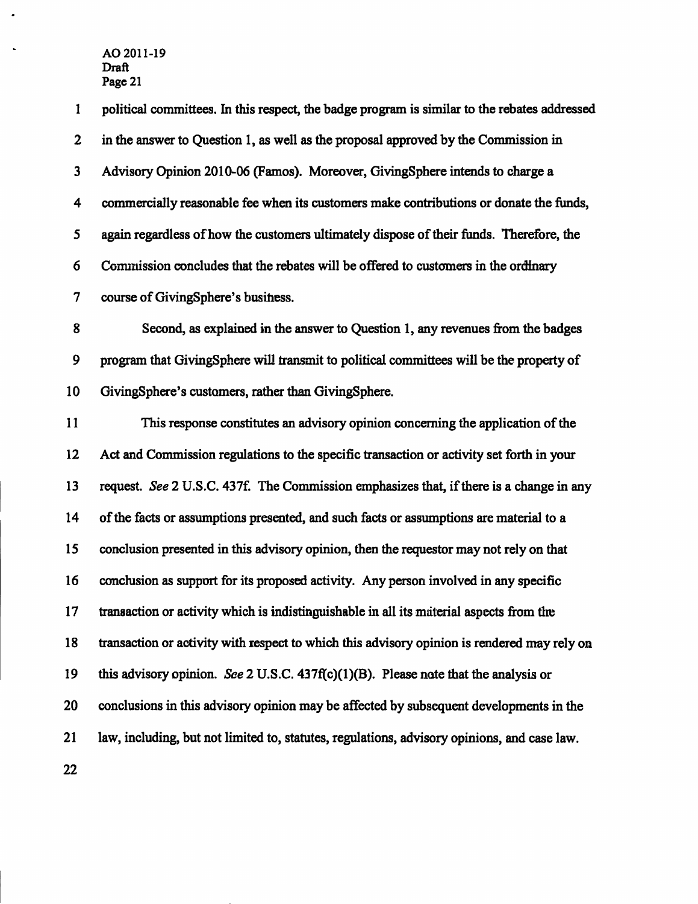political committees. In this respect, the badge program is similar to the rebates addressed in the answer to Question 1, as well as the proposal approved by the Commission in Advisory Opinion 2010-06 (Famos). Moreover, GivingSphere intends to charge a commercially reasonable fee when its customers make contributions or donate the funds, again regardless of how the customers ultimately dispose of their funds. Therefore, the Commission concludes that the rebates will be offered to customers in the ordinary course of GivingSphere's business.

Second, as explained in the answer to Question 1, any revenues from the badges program that GivingSphere will transmit to political committees will be the property of GivingSphere's customers, rather than GivingSphere.

This response constitutes an advisory opinion concerning the application of the Act and Commission regulations to the specific transaction or activity set forth in your request. *See* 2 U.S.C. 437f. The Commission emphasizes that, if there is a change in any of the facts or assumptions presented, and such facts or assumptions are material to a conclusion presented in this advisory opinion, then the requestor may not rely on that conclusion as support for its proposed activity. Any person involved in any specific transaction or activity which is indistinguishable in all its material aspects from the transaction or activity with respect to which this advisory opinion is rendered may rely on this advisory opinion. *See* 2 U.S.C. 437f(c)(1)(B). Please note that the analysis or conclusions in this advisory opinion may be affected by subsequent developments in the law, including, but not limited to, statutes, regulations, advisory opinions, and case law.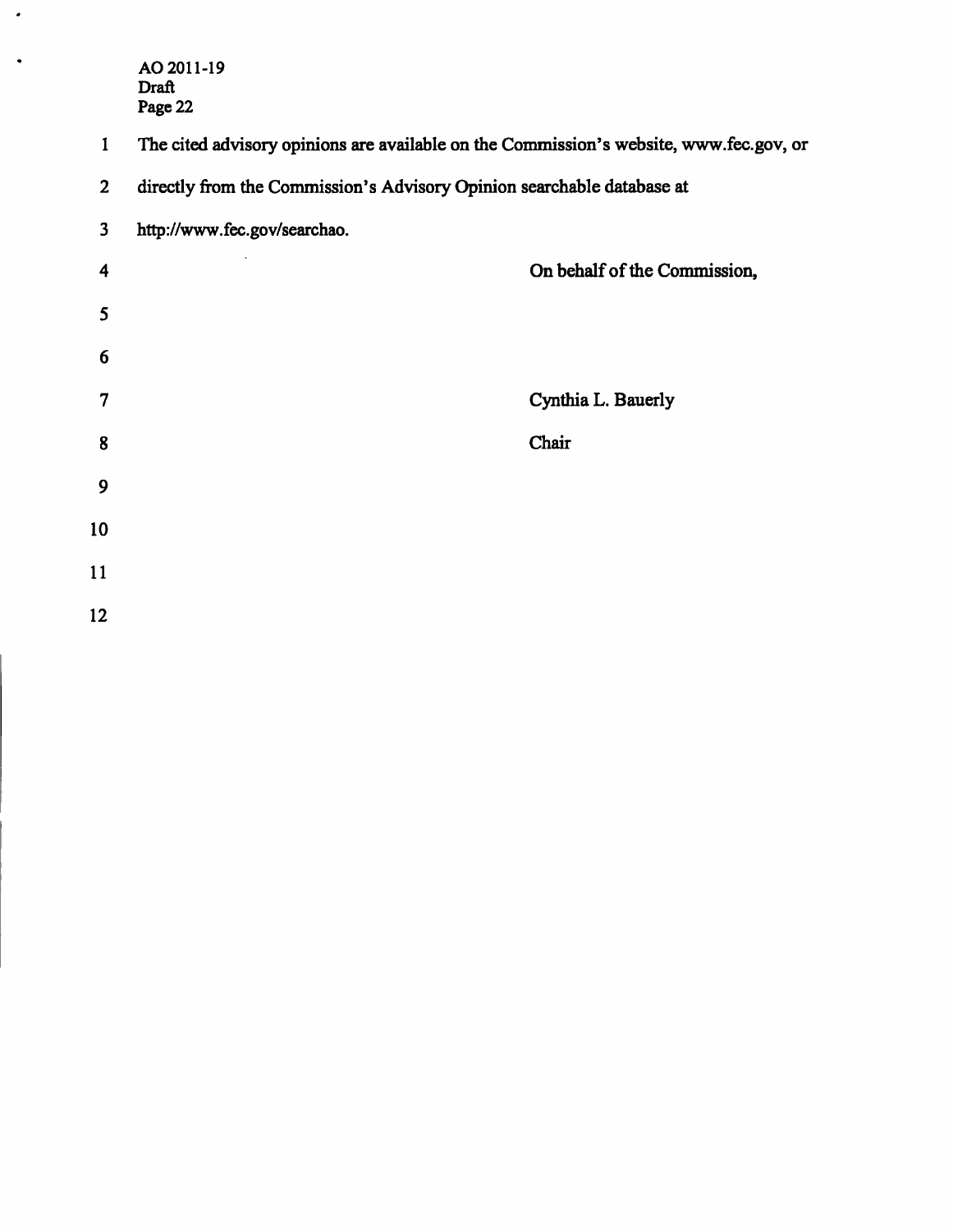The cited advisory opinions are available on the Commission's website, www.fec.gov, or directly from the Commission's Advisory Opinion searchable database at http://www.fec.gov/searchao.

On behalf of the Commission,

Cynthia L. Bauerly

Chair